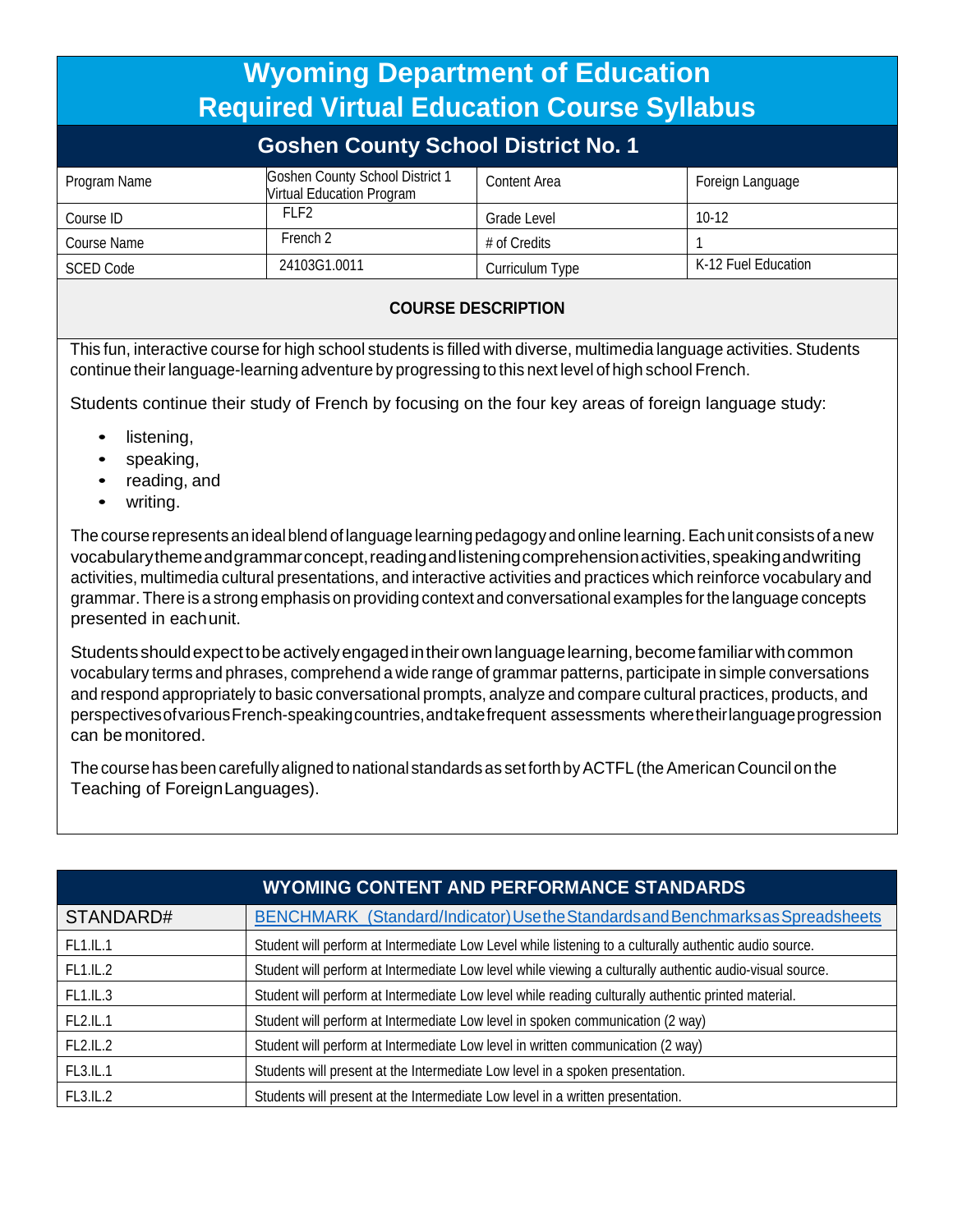# Wyoming Department of Education
# Required Virtual Education Course Syllabus

## Goshen County School District No. 1

| Program Name | Goshen County School District 1 Virtual Education Program | Content Area | Foreign Language |
|---|---|---|---|
| Course ID | FLF2 | Grade Level | 10-12 |
| Course Name | French 2 | # of Credits | 1 |
| SCED Code | 24103G1.0011 | Curriculum Type | K-12 Fuel Education |

### COURSE DESCRIPTION

This fun, interactive course for high school students is filled with diverse, multimedia language activities. Students continue their language-learning adventure by progressing to this next level of high school French.

Students continue their study of French by focusing on the four key areas of foreign language study:

- listening,
- speaking,
- reading, and
- writing.

The course represents an ideal blend of language learning pedagogy and online learning. Each unit consists of a new vocabulary theme and grammar concept, reading and listening comprehension activities, speaking and writing activities, multimedia cultural presentations, and interactive activities and practices which reinforce vocabulary and grammar. There is a strong emphasis on providing context and conversational examples for the language concepts presented in each unit.

Students should expect to be actively engaged in their own language learning, become familiar with common vocabulary terms and phrases, comprehend a wide range of grammar patterns, participate in simple conversations and respond appropriately to basic conversational prompts, analyze and compare cultural practices, products, and perspectives of various French-speaking countries, and take frequent assessments where their language progression can be monitored.

The course has been carefully aligned to national standards as set forth by ACTFL (the American Council on the Teaching of Foreign Languages).

### WYOMING CONTENT AND PERFORMANCE STANDARDS

| STANDARD# | BENCHMARK (Standard/Indicator) Use the Standards and Benchmarks as Spreadsheets |
|---|---|
| FL1.IL.1 | Student will perform at Intermediate Low Level while listening to a culturally authentic audio source. |
| FL1.IL.2 | Student will perform at Intermediate Low level while viewing a culturally authentic audio-visual source. |
| FL1.IL.3 | Student will perform at Intermediate Low level while reading culturally authentic printed material. |
| FL2.IL.1 | Student will perform at Intermediate Low level in spoken communication (2 way) |
| FL2.IL.2 | Student will perform at Intermediate Low level in written communication (2 way) |
| FL3.IL.1 | Students will present at the Intermediate Low level in a spoken presentation. |
| FL3.IL.2 | Students will present at the Intermediate Low level in a written presentation. |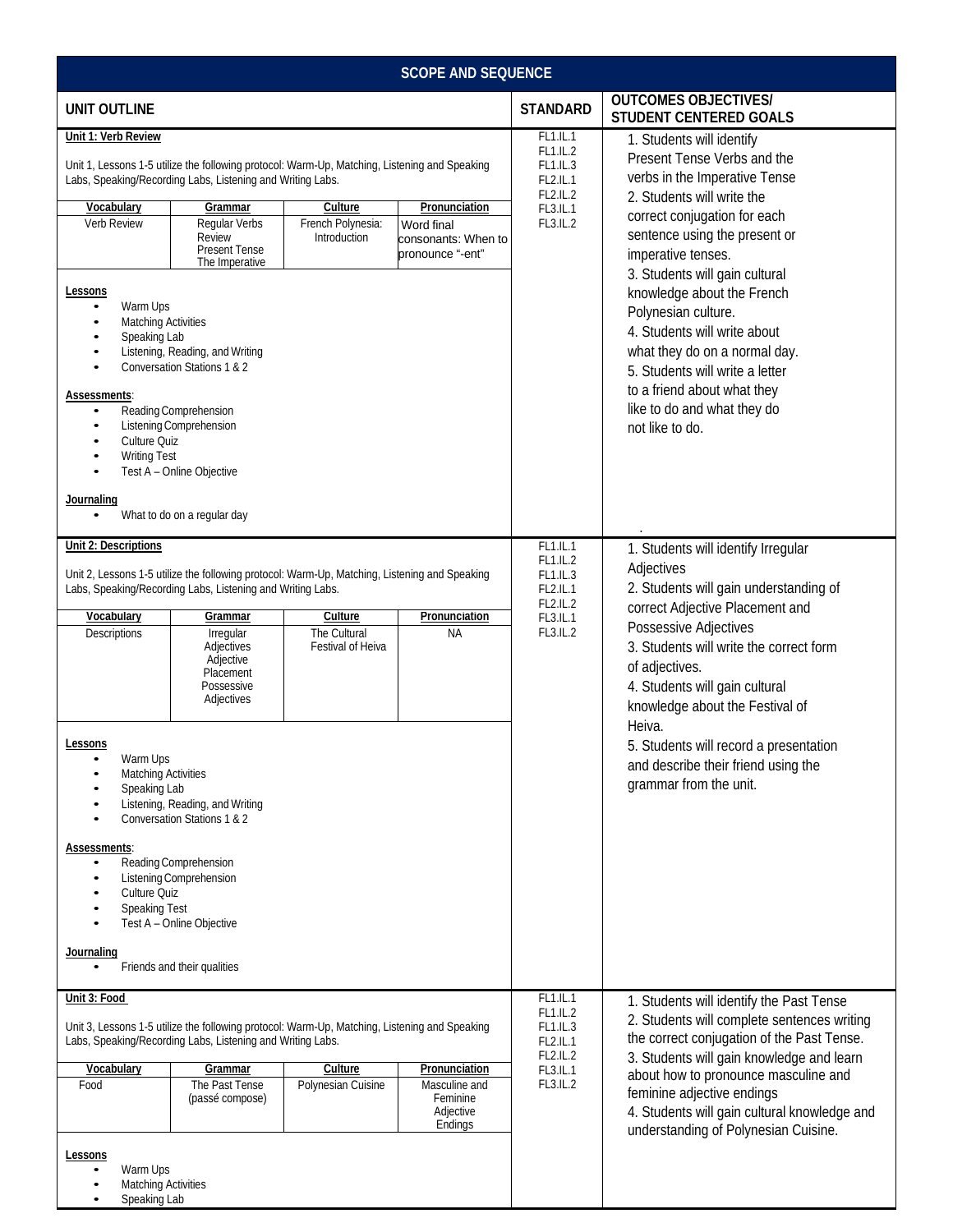## SCOPE AND SEQUENCE

| UNIT OUTLINE | STANDARD | OUTCOMES OBJECTIVES/ STUDENT CENTERED GOALS |
|---|---|---|
| **Unit 1: Verb Review**<br><br>Unit 1, Lessons 1-5 utilize the following protocol: Warm-Up, Matching, Listening and Speaking Labs, Speaking/Recording Labs, Listening and Writing Labs.<br><br>**Vocabulary:** Verb Review<br>**Grammar:** Regular Verbs Review; Present Tense; The Imperative<br>**Culture:** French Polynesia: Introduction<br>**Pronunciation:** Word final consonants: When to pronounce "-ent"<br><br>**Lessons**<br>• Warm Ups<br>• Matching Activities<br>• Speaking Lab<br>• Listening, Reading, and Writing<br>• Conversation Stations 1 & 2<br><br>**Assessments**:<br>• Reading Comprehension<br>• Listening Comprehension<br>• Culture Quiz<br>• Writing Test<br>• Test A – Online Objective<br><br>**Journaling**<br>• What to do on a regular day | FL1.IL.1<br>FL1.IL.2<br>FL1.IL.3<br>FL2.IL.1<br>FL2.IL.2<br>FL3.IL.1<br>FL3.IL.2 | 1. Students will identify Present Tense Verbs and the verbs in the Imperative Tense<br>2. Students will write the correct conjugation for each sentence using the present or imperative tenses.<br>3. Students will gain cultural knowledge about the French Polynesian culture.<br>4. Students will write about what they do on a normal day.<br>5. Students will write a letter to a friend about what they like to do and what they do not like to do. |
| **Unit 2: Descriptions**<br><br>Unit 2, Lessons 1-5 utilize the following protocol: Warm-Up, Matching, Listening and Speaking Labs, Speaking/Recording Labs, Listening and Writing Labs.<br><br>**Vocabulary:** Descriptions<br>**Grammar:** Irregular Adjectives; Adjective Placement; Possessive Adjectives<br>**Culture:** The Cultural Festival of Heiva<br>**Pronunciation:** NA<br><br>**Lessons**<br>• Warm Ups<br>• Matching Activities<br>• Speaking Lab<br>• Listening, Reading, and Writing<br>• Conversation Stations 1 & 2<br><br>**Assessments**:<br>• Reading Comprehension<br>• Listening Comprehension<br>• Culture Quiz<br>• Speaking Test<br>• Test A – Online Objective<br><br>**Journaling**<br>• Friends and their qualities | FL1.IL.1<br>FL1.IL.2<br>FL1.IL.3<br>FL2.IL.1<br>FL2.IL.2<br>FL3.IL.1<br>FL3.IL.2 | 1. Students will identify Irregular Adjectives<br>2. Students will gain understanding of correct Adjective Placement and Possessive Adjectives<br>3. Students will write the correct form of adjectives.<br>4. Students will gain cultural knowledge about the Festival of Heiva.<br>5. Students will record a presentation and describe their friend using the grammar from the unit. |
| **Unit 3: Food**<br><br>Unit 3, Lessons 1-5 utilize the following protocol: Warm-Up, Matching, Listening and Speaking Labs, Speaking/Recording Labs, Listening and Writing Labs.<br><br>**Vocabulary:** Food<br>**Grammar:** The Past Tense (passé compose)<br>**Culture:** Polynesian Cuisine<br>**Pronunciation:** Masculine and Feminine Adjective Endings<br><br>**Lessons**<br>• Warm Ups<br>• Matching Activities<br>• Speaking Lab | FL1.IL.1<br>FL1.IL.2<br>FL1.IL.3<br>FL2.IL.1<br>FL2.IL.2<br>FL3.IL.1<br>FL3.IL.2 | 1. Students will identify the Past Tense<br>2. Students will complete sentences writing the correct conjugation of the Past Tense.<br>3. Students will gain knowledge and learn about how to pronounce masculine and feminine adjective endings<br>4. Students will gain cultural knowledge and understanding of Polynesian Cuisine. |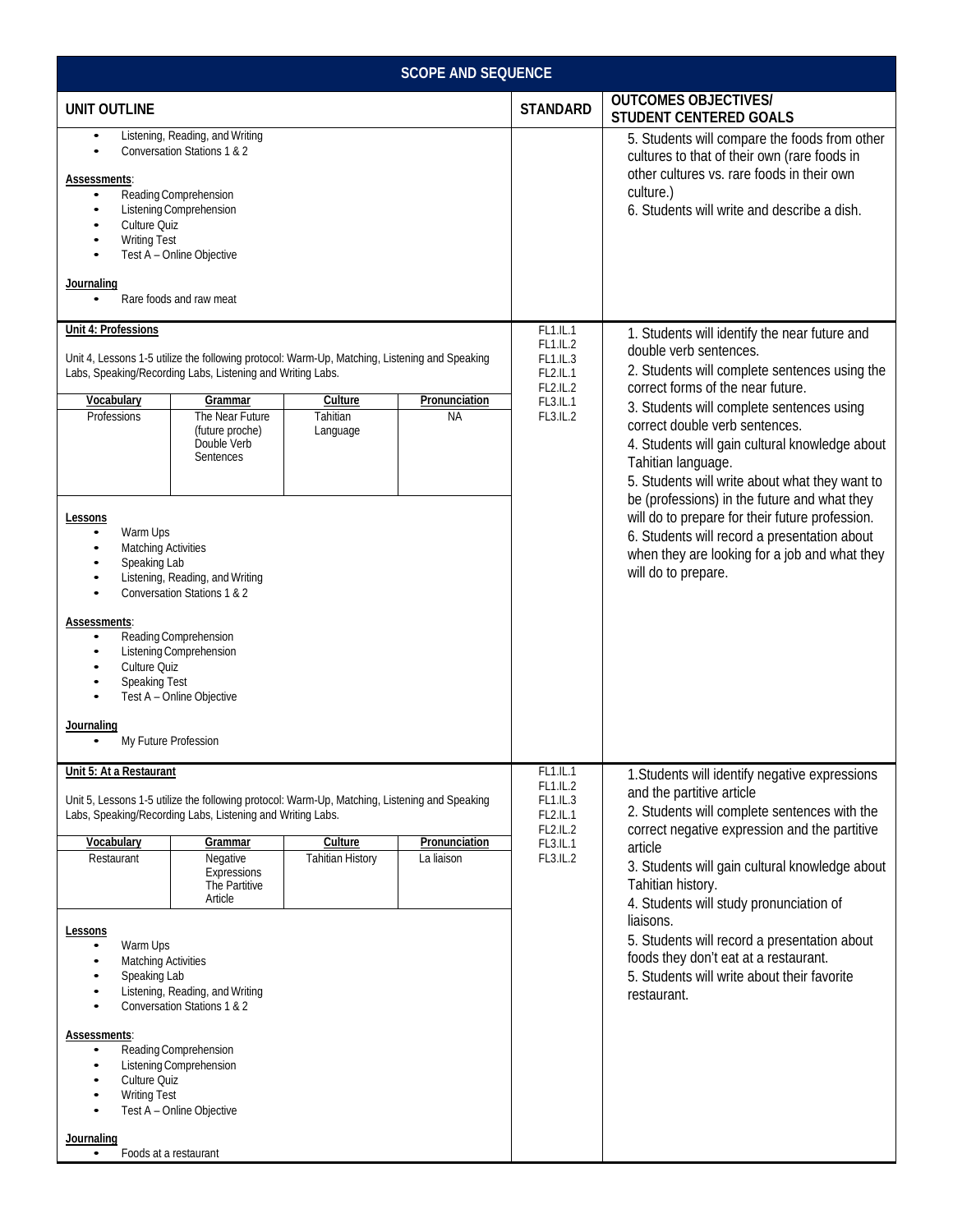## SCOPE AND SEQUENCE

| UNIT OUTLINE | STANDARD | OUTCOMES OBJECTIVES/ STUDENT CENTERED GOALS |
|---|---|---|
| • Listening, Reading, and Writing<br>• Conversation Stations 1 & 2<br><br>**Assessments**:<br>• Reading Comprehension<br>• Listening Comprehension<br>• Culture Quiz<br>• Writing Test<br>• Test A – Online Objective<br><br>**Journaling**<br>• Rare foods and raw meat | | 5. Students will compare the foods from other cultures to that of their own (rare foods in other cultures vs. rare foods in their own culture.)<br>6. Students will write and describe a dish. |
| **Unit 4: Professions**<br><br>Unit 4, Lessons 1-5 utilize the following protocol: Warm-Up, Matching, Listening and Speaking Labs, Speaking/Recording Labs, Listening and Writing Labs.<br><br>**Vocabulary**: Professions<br>**Grammar**: The Near Future (future proche), Double Verb Sentences<br>**Culture**: Tahitian Language<br>**Pronunciation**: NA<br><br>**Lessons**<br>• Warm Ups<br>• Matching Activities<br>• Speaking Lab<br>• Listening, Reading, and Writing<br>• Conversation Stations 1 & 2<br><br>**Assessments**:<br>• Reading Comprehension<br>• Listening Comprehension<br>• Culture Quiz<br>• Speaking Test<br>• Test A – Online Objective<br><br>**Journaling**<br>• My Future Profession | FL1.IL.1<br>FL1.IL.2<br>FL1.IL.3<br>FL2.IL.1<br>FL2.IL.2<br>FL3.IL.1<br>FL3.IL.2 | 1. Students will identify the near future and double verb sentences.<br>2. Students will complete sentences using the correct forms of the near future.<br>3. Students will complete sentences using correct double verb sentences.<br>4. Students will gain cultural knowledge about Tahitian language.<br>5. Students will write about what they want to be (professions) in the future and what they will do to prepare for their future profession.<br>6. Students will record a presentation about when they are looking for a job and what they will do to prepare. |
| **Unit 5: At a Restaurant**<br><br>Unit 5, Lessons 1-5 utilize the following protocol: Warm-Up, Matching, Listening and Speaking Labs, Speaking/Recording Labs, Listening and Writing Labs.<br><br>**Vocabulary**: Restaurant<br>**Grammar**: Negative Expressions, The Partitive Article<br>**Culture**: Tahitian History<br>**Pronunciation**: La liaison<br><br>**Lessons**<br>• Warm Ups<br>• Matching Activities<br>• Speaking Lab<br>• Listening, Reading, and Writing<br>• Conversation Stations 1 & 2<br><br>**Assessments**:<br>• Reading Comprehension<br>• Listening Comprehension<br>• Culture Quiz<br>• Writing Test<br>• Test A – Online Objective<br><br>**Journaling**<br>• Foods at a restaurant | FL1.IL.1<br>FL1.IL.2<br>FL1.IL.3<br>FL2.IL.1<br>FL2.IL.2<br>FL3.IL.1<br>FL3.IL.2 | 1.Students will identify negative expressions and the partitive article<br>2. Students will complete sentences with the correct negative expression and the partitive article<br>3. Students will gain cultural knowledge about Tahitian history.<br>4. Students will study pronunciation of liaisons.<br>5. Students will record a presentation about foods they don't eat at a restaurant.<br>5. Students will write about their favorite restaurant. |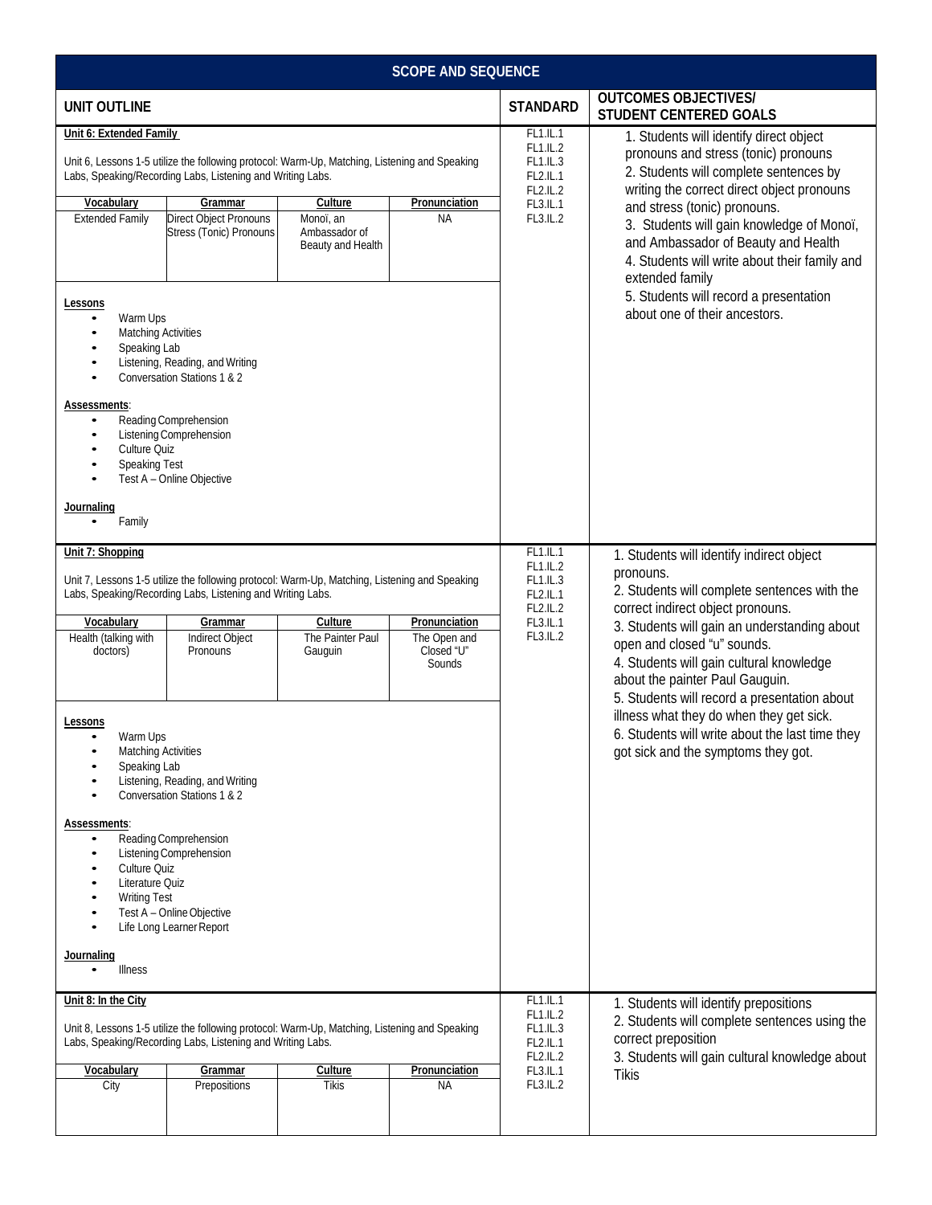## SCOPE AND SEQUENCE

| UNIT OUTLINE | STANDARD | OUTCOMES OBJECTIVES/ STUDENT CENTERED GOALS |
|---|---|---|
| **Unit 6: Extended Family**<br><br>Unit 6, Lessons 1-5 utilize the following protocol: Warm-Up, Matching, Listening and Speaking Labs, Speaking/Recording Labs, Listening and Writing Labs.<br><br>**Vocabulary:** Extended Family<br>**Grammar:** Direct Object Pronouns, Stress (Tonic) Pronouns<br>**Culture:** Monoï, an Ambassador of Beauty and Health<br>**Pronunciation:** NA<br><br>**Lessons**<br>• Warm Ups<br>• Matching Activities<br>• Speaking Lab<br>• Listening, Reading, and Writing<br>• Conversation Stations 1 & 2<br><br>**Assessments**:<br>• Reading Comprehension<br>• Listening Comprehension<br>• Culture Quiz<br>• Speaking Test<br>• Test A – Online Objective<br><br>**Journaling**<br>• Family | FL1.IL.1<br>FL1.IL.2<br>FL1.IL.3<br>FL2.IL.1<br>FL2.IL.2<br>FL3.IL.1<br>FL3.IL.2 | 1. Students will identify direct object pronouns and stress (tonic) pronouns<br>2. Students will complete sentences by writing the correct direct object pronouns and stress (tonic) pronouns.<br>3. Students will gain knowledge of Monoï, and Ambassador of Beauty and Health<br>4. Students will write about their family and extended family<br>5. Students will record a presentation about one of their ancestors. |
| **Unit 7: Shopping**<br><br>Unit 7, Lessons 1-5 utilize the following protocol: Warm-Up, Matching, Listening and Speaking Labs, Speaking/Recording Labs, Listening and Writing Labs.<br><br>**Vocabulary:** Health (talking with doctors)<br>**Grammar:** Indirect Object Pronouns<br>**Culture:** The Painter Paul Gauguin<br>**Pronunciation:** The Open and Closed "U" Sounds<br><br>**Lessons**<br>• Warm Ups<br>• Matching Activities<br>• Speaking Lab<br>• Listening, Reading, and Writing<br>• Conversation Stations 1 & 2<br><br>**Assessments**:<br>• Reading Comprehension<br>• Listening Comprehension<br>• Culture Quiz<br>• Literature Quiz<br>• Writing Test<br>• Test A – Online Objective<br>• Life Long Learner Report<br><br>**Journaling**<br>• Illness | FL1.IL.1<br>FL1.IL.2<br>FL1.IL.3<br>FL2.IL.1<br>FL2.IL.2<br>FL3.IL.1<br>FL3.IL.2 | 1. Students will identify indirect object pronouns.<br>2. Students will complete sentences with the correct indirect object pronouns.<br>3. Students will gain an understanding about open and closed "u" sounds.<br>4. Students will gain cultural knowledge about the painter Paul Gauguin.<br>5. Students will record a presentation about illness what they do when they get sick.<br>6. Students will write about the last time they got sick and the symptoms they got. |
| **Unit 8: In the City**<br><br>Unit 8, Lessons 1-5 utilize the following protocol: Warm-Up, Matching, Listening and Speaking Labs, Speaking/Recording Labs, Listening and Writing Labs.<br><br>**Vocabulary:** City<br>**Grammar:** Prepositions<br>**Culture:** Tikis<br>**Pronunciation:** NA | FL1.IL.1<br>FL1.IL.2<br>FL1.IL.3<br>FL2.IL.1<br>FL2.IL.2<br>FL3.IL.1<br>FL3.IL.2 | 1. Students will identify prepositions<br>2. Students will complete sentences using the correct preposition<br>3. Students will gain cultural knowledge about Tikis |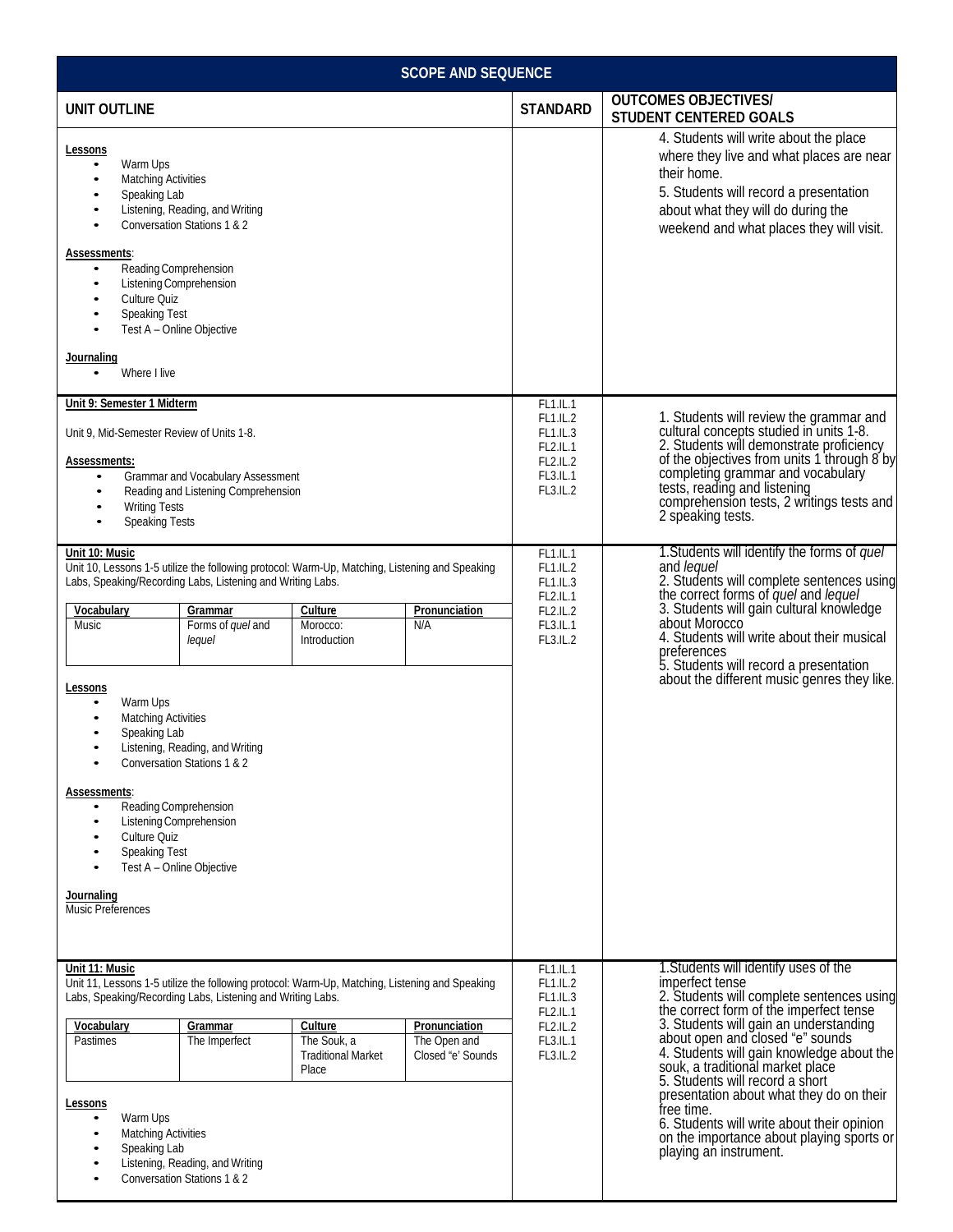## SCOPE AND SEQUENCE

| UNIT OUTLINE | STANDARD | OUTCOMES OBJECTIVES/ STUDENT CENTERED GOALS |
|---|---|---|
| **Lessons**<br>• Warm Ups<br>• Matching Activities<br>• Speaking Lab<br>• Listening, Reading, and Writing<br>• Conversation Stations 1 & 2<br><br>**Assessments**:<br>• Reading Comprehension<br>• Listening Comprehension<br>• Culture Quiz<br>• Speaking Test<br>• Test A – Online Objective<br><br>**Journaling**<br>• Where I live | | 4. Students will write about the place where they live and what places are near their home.<br>5. Students will record a presentation about what they will do during the weekend and what places they will visit. |
| **Unit 9: Semester 1 Midterm**<br><br>Unit 9, Mid-Semester Review of Units 1-8.<br><br>**Assessments:**<br>• Grammar and Vocabulary Assessment<br>• Reading and Listening Comprehension<br>• Writing Tests<br>• Speaking Tests | FL1.IL.1<br>FL1.IL.2<br>FL1.IL.3<br>FL2.IL.1<br>FL2.IL.2<br>FL3.IL.1<br>FL3.IL.2 | 1. Students will review the grammar and cultural concepts studied in units 1-8.<br>2. Students will demonstrate proficiency of the objectives from units 1 through 8 by completing grammar and vocabulary tests, reading and listening comprehension tests, 2 writings tests and 2 speaking tests. |
| **Unit 10: Music**<br>Unit 10, Lessons 1-5 utilize the following protocol: Warm-Up, Matching, Listening and Speaking Labs, Speaking/Recording Labs, Listening and Writing Labs.<br><br>**Vocabulary:** Music<br>**Grammar:** Forms of *quel* and *lequel*<br>**Culture:** Morocco: Introduction<br>**Pronunciation:** N/A<br><br>**Lessons**<br>• Warm Ups<br>• Matching Activities<br>• Speaking Lab<br>• Listening, Reading, and Writing<br>• Conversation Stations 1 & 2<br><br>**Assessments**:<br>• Reading Comprehension<br>• Listening Comprehension<br>• Culture Quiz<br>• Speaking Test<br>• Test A – Online Objective<br><br>**Journaling**<br>Music Preferences | FL1.IL.1<br>FL1.IL.2<br>FL1.IL.3<br>FL2.IL.1<br>FL2.IL.2<br>FL3.IL.1<br>FL3.IL.2 | 1.Students will identify the forms of *quel* and *lequel*<br>2. Students will complete sentences using the correct forms of *quel* and *lequel*<br>3. Students will gain cultural knowledge about Morocco<br>4. Students will write about their musical preferences<br>5. Students will record a presentation about the different music genres they like. |
| **Unit 11: Music**<br>Unit 11, Lessons 1-5 utilize the following protocol: Warm-Up, Matching, Listening and Speaking Labs, Speaking/Recording Labs, Listening and Writing Labs.<br><br>**Vocabulary:** Pastimes<br>**Grammar:** The Imperfect<br>**Culture:** The Souk, a Traditional Market Place<br>**Pronunciation:** The Open and Closed "e" Sounds<br><br>**Lessons**<br>• Warm Ups<br>• Matching Activities<br>• Speaking Lab<br>• Listening, Reading, and Writing<br>• Conversation Stations 1 & 2 | FL1.IL.1<br>FL1.IL.2<br>FL1.IL.3<br>FL2.IL.1<br>FL2.IL.2<br>FL3.IL.1<br>FL3.IL.2 | 1.Students will identify uses of the imperfect tense<br>2. Students will complete sentences using the correct form of the imperfect tense<br>3. Students will gain an understanding about open and closed "e" sounds<br>4. Students will gain knowledge about the souk, a traditional market place<br>5. Students will record a short presentation about what they do on their free time.<br>6. Students will write about their opinion on the importance about playing sports or playing an instrument. |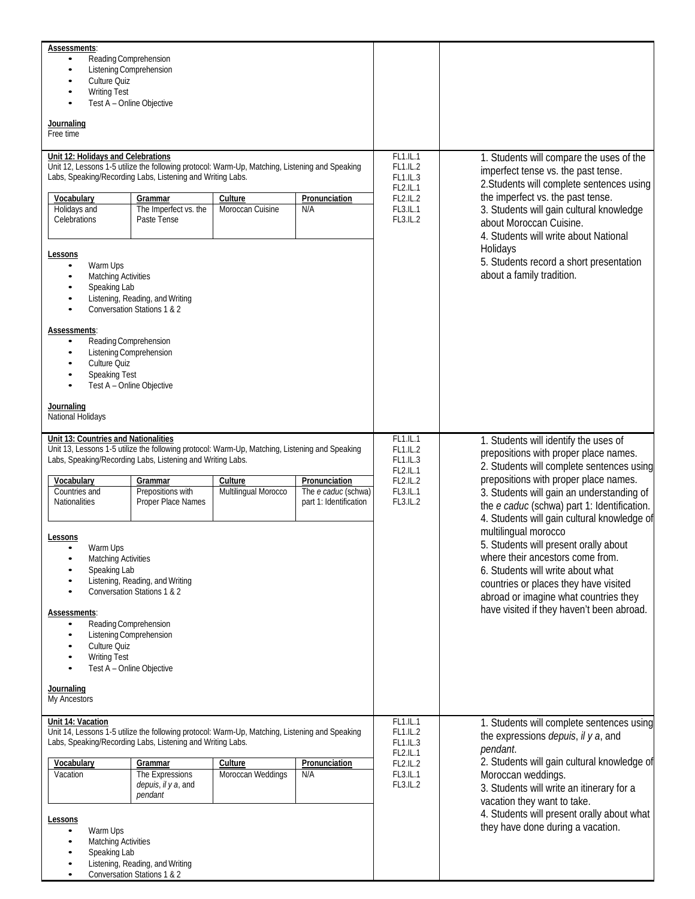| | | |
|---|---|---|
| **Assessments**:<br>• Reading Comprehension<br>• Listening Comprehension<br>• Culture Quiz<br>• Writing Test<br>• Test A – Online Objective<br><br>**Journaling**<br>Free time | | |
| **Unit 12: Holidays and Celebrations**<br>Unit 12, Lessons 1-5 utilize the following protocol: Warm-Up, Matching, Listening and Speaking Labs, Speaking/Recording Labs, Listening and Writing Labs.<br><br>**Vocabulary:** Holidays and Celebrations<br>**Grammar:** The Imperfect vs. the Paste Tense<br>**Culture:** Moroccan Cuisine<br>**Pronunciation:** N/A<br><br>**Lessons**<br>• Warm Ups<br>• Matching Activities<br>• Speaking Lab<br>• Listening, Reading, and Writing<br>• Conversation Stations 1 & 2<br><br>**Assessments**:<br>• Reading Comprehension<br>• Listening Comprehension<br>• Culture Quiz<br>• Speaking Test<br>• Test A – Online Objective<br><br>**Journaling**<br>National Holidays | FL1.IL.1<br>FL1.IL.2<br>FL1.IL.3<br>FL2.IL.1<br>FL2.IL.2<br>FL3.IL.1<br>FL3.IL.2 | 1. Students will compare the uses of the imperfect tense vs. the past tense.<br>2.Students will complete sentences using the imperfect vs. the past tense.<br>3. Students will gain cultural knowledge about Moroccan Cuisine.<br>4. Students will write about National Holidays<br>5. Students record a short presentation about a family tradition. |
| **Unit 13: Countries and Nationalities**<br>Unit 13, Lessons 1-5 utilize the following protocol: Warm-Up, Matching, Listening and Speaking Labs, Speaking/Recording Labs, Listening and Writing Labs.<br><br>**Vocabulary:** Countries and Nationalities<br>**Grammar:** Prepositions with Proper Place Names<br>**Culture:** Multilingual Morocco<br>**Pronunciation:** The *e caduc* (schwa) part 1: Identification<br><br>**Lessons**<br>• Warm Ups<br>• Matching Activities<br>• Speaking Lab<br>• Listening, Reading, and Writing<br>• Conversation Stations 1 & 2<br><br>**Assessments**:<br>• Reading Comprehension<br>• Listening Comprehension<br>• Culture Quiz<br>• Writing Test<br>• Test A – Online Objective<br><br>**Journaling**<br>My Ancestors | FL1.IL.1<br>FL1.IL.2<br>FL1.IL.3<br>FL2.IL.1<br>FL2.IL.2<br>FL3.IL.1<br>FL3.IL.2 | 1. Students will identify the uses of prepositions with proper place names.<br>2. Students will complete sentences using prepositions with proper place names.<br>3. Students will gain an understanding of the *e caduc* (schwa) part 1: Identification.<br>4. Students will gain cultural knowledge of multilingual morocco<br>5. Students will present orally about where their ancestors come from.<br>6. Students will write about what countries or places they have visited abroad or imagine what countries they have visited if they haven't been abroad. |
| **Unit 14: Vacation**<br>Unit 14, Lessons 1-5 utilize the following protocol: Warm-Up, Matching, Listening and Speaking Labs, Speaking/Recording Labs, Listening and Writing Labs.<br><br>**Vocabulary:** Vacation<br>**Grammar:** The Expressions *depuis*, *il y a*, and *pendant*<br>**Culture:** Moroccan Weddings<br>**Pronunciation:** N/A<br><br>**Lessons**<br>• Warm Ups<br>• Matching Activities<br>• Speaking Lab<br>• Listening, Reading, and Writing<br>• Conversation Stations 1 & 2 | FL1.IL.1<br>FL1.IL.2<br>FL1.IL.3<br>FL2.IL.1<br>FL2.IL.2<br>FL3.IL.1<br>FL3.IL.2 | 1. Students will complete sentences using the expressions *depuis*, *il y a*, and *pendant*.<br>2. Students will gain cultural knowledge of Moroccan weddings.<br>3. Students will write an itinerary for a vacation they want to take.<br>4. Students will present orally about what they have done during a vacation. |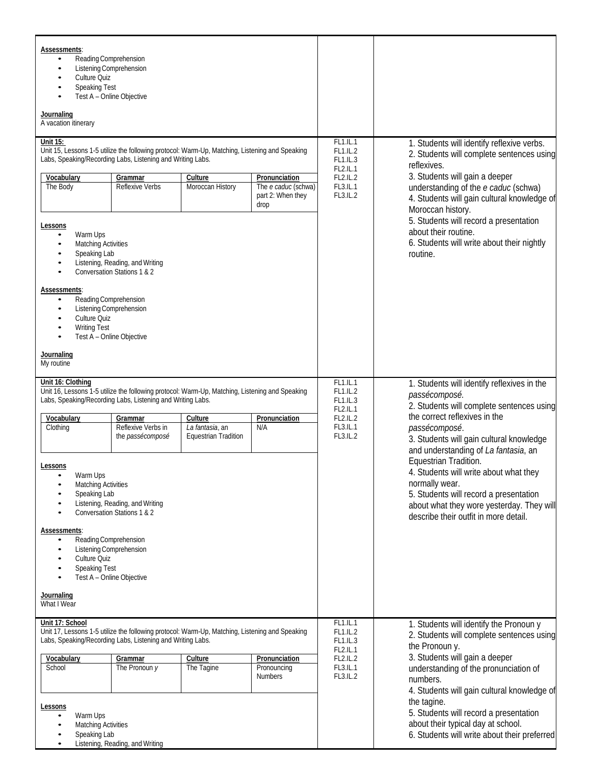**Assessments**:

- Reading Comprehension
- Listening Comprehension
- Culture Quiz
- Speaking Test
- Test A – Online Objective

**Journaling**
A vacation itinerary

---

**Unit 15:**
Unit 15, Lessons 1-5 utilize the following protocol: Warm-Up, Matching, Listening and Speaking Labs, Speaking/Recording Labs, Listening and Writing Labs.

| Vocabulary | Grammar | Culture | Pronunciation |
|---|---|---|---|
| The Body | Reflexive Verbs | Moroccan History | The *e caduc* (schwa) part 2: When they drop |

**Lessons**

- Warm Ups
- Matching Activities
- Speaking Lab
- Listening, Reading, and Writing
- Conversation Stations 1 & 2

**Assessments**:

- Reading Comprehension
- Listening Comprehension
- Culture Quiz
- Writing Test
- Test A – Online Objective

**Journaling**
My routine

Standards: FL1.IL.1, FL1.IL.2, FL1.IL.3, FL2.IL.1, FL2.IL.2, FL3.IL.1, FL3.IL.2

1. Students will identify reflexive verbs.
2. Students will complete sentences using reflexives.
3. Students will gain a deeper understanding of the *e caduc* (schwa)
4. Students will gain cultural knowledge of Moroccan history.
5. Students will record a presentation about their routine.
6. Students will write about their nightly routine.

---

**Unit 16: Clothing**
Unit 16, Lessons 1-5 utilize the following protocol: Warm-Up, Matching, Listening and Speaking Labs, Speaking/Recording Labs, Listening and Writing Labs.

| Vocabulary | Grammar | Culture | Pronunciation |
|---|---|---|---|
| Clothing | Reflexive Verbs in the *passécomposé* | *La fantasia*, an Equestrian Tradition | N/A |

**Lessons**

- Warm Ups
- Matching Activities
- Speaking Lab
- Listening, Reading, and Writing
- Conversation Stations 1 & 2

**Assessments**:

- Reading Comprehension
- Listening Comprehension
- Culture Quiz
- Speaking Test
- Test A – Online Objective

**Journaling**
What I Wear

Standards: FL1.IL.1, FL1.IL.2, FL1.IL.3, FL2.IL.1, FL2.IL.2, FL3.IL.1, FL3.IL.2

1. Students will identify reflexives in the *passécomposé*.
2. Students will complete sentences using the correct reflexives in the *passécomposé*.
3. Students will gain cultural knowledge and understanding of *La fantasia*, an Equestrian Tradition.
4. Students will write about what they normally wear.
5. Students will record a presentation about what they wore yesterday. They will describe their outfit in more detail.

---

**Unit 17: School**
Unit 17, Lessons 1-5 utilize the following protocol: Warm-Up, Matching, Listening and Speaking Labs, Speaking/Recording Labs, Listening and Writing Labs.

| Vocabulary | Grammar | Culture | Pronunciation |
|---|---|---|---|
| School | The Pronoun *y* | The Tagine | Pronouncing Numbers |

**Lessons**

- Warm Ups
- Matching Activities
- Speaking Lab
- Listening, Reading, and Writing

Standards: FL1.IL.1, FL1.IL.2, FL1.IL.3, FL2.IL.1, FL2.IL.2, FL3.IL.1, FL3.IL.2

1. Students will identify the Pronoun y
2. Students will complete sentences using the Pronoun y.
3. Students will gain a deeper understanding of the pronunciation of numbers.
4. Students will gain cultural knowledge of the tagine.
5. Students will record a presentation about their typical day at school.
6. Students will write about their preferred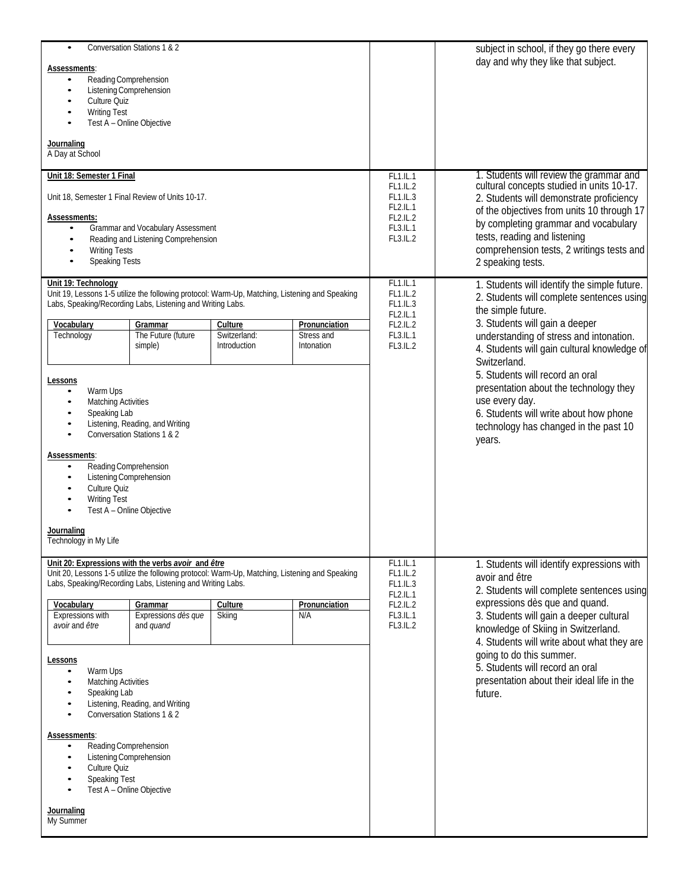| | | |
|---|---|---|
| • Conversation Stations 1 & 2<br><br>**Assessments**:<br>• Reading Comprehension<br>• Listening Comprehension<br>• Culture Quiz<br>• Writing Test<br>• Test A – Online Objective<br><br>**Journaling**<br>A Day at School | | subject in school, if they go there every day and why they like that subject. |
| **Unit 18: Semester 1 Final**<br><br>Unit 18, Semester 1 Final Review of Units 10-17.<br><br>**Assessments:**<br>• Grammar and Vocabulary Assessment<br>• Reading and Listening Comprehension<br>• Writing Tests<br>• Speaking Tests | FL1.IL.1<br>FL1.IL.2<br>FL1.IL.3<br>FL2.IL.1<br>FL2.IL.2<br>FL3.IL.1<br>FL3.IL.2 | 1. Students will review the grammar and cultural concepts studied in units 10-17.<br>2. Students will demonstrate proficiency of the objectives from units 10 through 17 by completing grammar and vocabulary tests, reading and listening comprehension tests, 2 writings tests and 2 speaking tests. |
| **Unit 19: Technology**<br>Unit 19, Lessons 1-5 utilize the following protocol: Warm-Up, Matching, Listening and Speaking Labs, Speaking/Recording Labs, Listening and Writing Labs.<br><br>**Vocabulary**: Technology<br>**Grammar**: The Future (future simple)<br>**Culture**: Switzerland: Introduction<br>**Pronunciation**: Stress and Intonation<br><br>**Lessons**<br>• Warm Ups<br>• Matching Activities<br>• Speaking Lab<br>• Listening, Reading, and Writing<br>• Conversation Stations 1 & 2<br><br>**Assessments**:<br>• Reading Comprehension<br>• Listening Comprehension<br>• Culture Quiz<br>• Writing Test<br>• Test A – Online Objective<br><br>**Journaling**<br>Technology in My Life | FL1.IL.1<br>FL1.IL.2<br>FL1.IL.3<br>FL2.IL.1<br>FL2.IL.2<br>FL3.IL.1<br>FL3.IL.2 | 1. Students will identify the simple future.<br>2. Students will complete sentences using the simple future.<br>3. Students will gain a deeper understanding of stress and intonation.<br>4. Students will gain cultural knowledge of Switzerland.<br>5. Students will record an oral presentation about the technology they use every day.<br>6. Students will write about how phone technology has changed in the past 10 years. |
| **Unit 20: Expressions with the verbs *avoir* and *être***<br>Unit 20, Lessons 1-5 utilize the following protocol: Warm-Up, Matching, Listening and Speaking Labs, Speaking/Recording Labs, Listening and Writing Labs.<br><br>**Vocabulary**: Expressions with *avoir* and *être*<br>**Grammar**: Expressions *dès que* and *quand*<br>**Culture**: Skiing<br>**Pronunciation**: N/A<br><br>**Lessons**<br>• Warm Ups<br>• Matching Activities<br>• Speaking Lab<br>• Listening, Reading, and Writing<br>• Conversation Stations 1 & 2<br><br>**Assessments**:<br>• Reading Comprehension<br>• Listening Comprehension<br>• Culture Quiz<br>• Speaking Test<br>• Test A – Online Objective<br><br>**Journaling**<br>My Summer | FL1.IL.1<br>FL1.IL.2<br>FL1.IL.3<br>FL2.IL.1<br>FL2.IL.2<br>FL3.IL.1<br>FL3.IL.2 | 1. Students will identify expressions with avoir and être<br>2. Students will complete sentences using expressions dès que and quand.<br>3. Students will gain a deeper cultural knowledge of Skiing in Switzerland.<br>4. Students will write about what they are going to do this summer.<br>5. Students will record an oral presentation about their ideal life in the future. |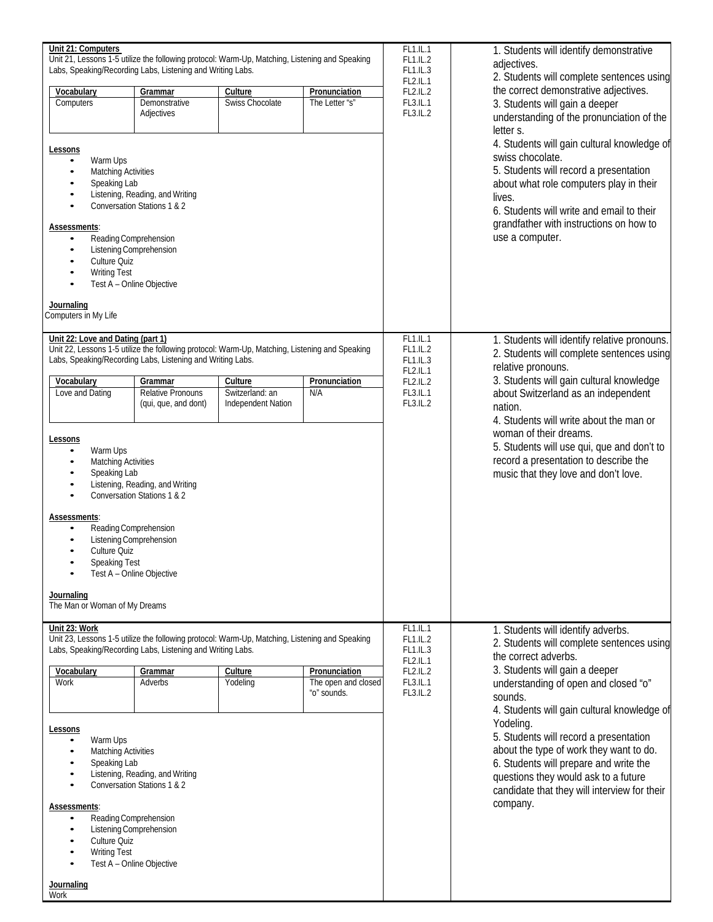| Unit | Standards | Objectives |
|---|---|---|
| **Unit 21: Computers**<br>Unit 21, Lessons 1-5 utilize the following protocol: Warm-Up, Matching, Listening and Speaking Labs, Speaking/Recording Labs, Listening and Writing Labs.<br><br>**Vocabulary:** Computers<br>**Grammar:** Demonstrative Adjectives<br>**Culture:** Swiss Chocolate<br>**Pronunciation:** The Letter "s"<br><br>**Lessons**<br>• Warm Ups<br>• Matching Activities<br>• Speaking Lab<br>• Listening, Reading, and Writing<br>• Conversation Stations 1 & 2<br><br>**Assessments**:<br>• Reading Comprehension<br>• Listening Comprehension<br>• Culture Quiz<br>• Writing Test<br>• Test A – Online Objective<br><br>**Journaling**<br>Computers in My Life | FL1.IL.1<br>FL1.IL.2<br>FL1.IL.3<br>FL2.IL.1<br>FL2.IL.2<br>FL3.IL.1<br>FL3.IL.2 | 1. Students will identify demonstrative adjectives.<br>2. Students will complete sentences using the correct demonstrative adjectives.<br>3. Students will gain a deeper understanding of the pronunciation of the letter s.<br>4. Students will gain cultural knowledge of swiss chocolate.<br>5. Students will record a presentation about what role computers play in their lives.<br>6. Students will write and email to their grandfather with instructions on how to use a computer. |
| **Unit 22: Love and Dating (part 1)**<br>Unit 22, Lessons 1-5 utilize the following protocol: Warm-Up, Matching, Listening and Speaking Labs, Speaking/Recording Labs, Listening and Writing Labs.<br><br>**Vocabulary:** Love and Dating<br>**Grammar:** Relative Pronouns (qui, que, and dont)<br>**Culture:** Switzerland: an Independent Nation<br>**Pronunciation:** N/A<br><br>**Lessons**<br>• Warm Ups<br>• Matching Activities<br>• Speaking Lab<br>• Listening, Reading, and Writing<br>• Conversation Stations 1 & 2<br><br>**Assessments**:<br>• Reading Comprehension<br>• Listening Comprehension<br>• Culture Quiz<br>• Speaking Test<br>• Test A – Online Objective<br><br>**Journaling**<br>The Man or Woman of My Dreams | FL1.IL.1<br>FL1.IL.2<br>FL1.IL.3<br>FL2.IL.1<br>FL2.IL.2<br>FL3.IL.1<br>FL3.IL.2 | 1. Students will identify relative pronouns.<br>2. Students will complete sentences using relative pronouns.<br>3. Students will gain cultural knowledge about Switzerland as an independent nation.<br>4. Students will write about the man or woman of their dreams.<br>5. Students will use qui, que and don't to record a presentation to describe the music that they love and don't love. |
| **Unit 23: Work**<br>Unit 23, Lessons 1-5 utilize the following protocol: Warm-Up, Matching, Listening and Speaking Labs, Speaking/Recording Labs, Listening and Writing Labs.<br><br>**Vocabulary:** Work<br>**Grammar:** Adverbs<br>**Culture:** Yodeling<br>**Pronunciation:** The open and closed "o" sounds.<br><br>**Lessons**<br>• Warm Ups<br>• Matching Activities<br>• Speaking Lab<br>• Listening, Reading, and Writing<br>• Conversation Stations 1 & 2<br><br>**Assessments**:<br>• Reading Comprehension<br>• Listening Comprehension<br>• Culture Quiz<br>• Writing Test<br>• Test A – Online Objective<br><br>**Journaling**<br>Work | FL1.IL.1<br>FL1.IL.2<br>FL1.IL.3<br>FL2.IL.1<br>FL2.IL.2<br>FL3.IL.1<br>FL3.IL.2 | 1. Students will identify adverbs.<br>2. Students will complete sentences using the correct adverbs.<br>3. Students will gain a deeper understanding of open and closed "o" sounds.<br>4. Students will gain cultural knowledge of Yodeling.<br>5. Students will record a presentation about the type of work they want to do.<br>6. Students will prepare and write the questions they would ask to a future candidate that they will interview for their company. |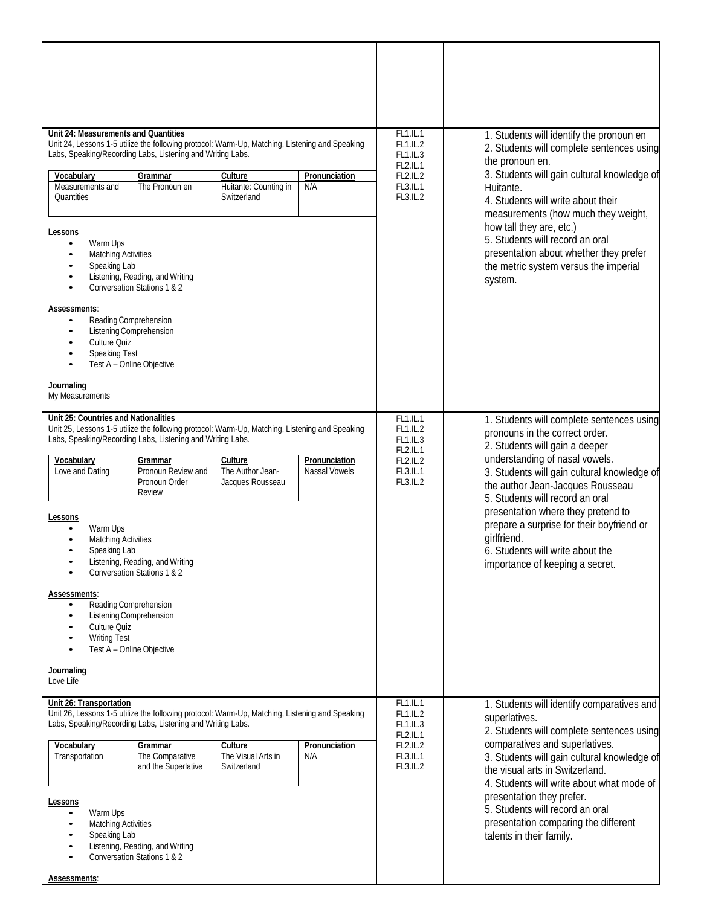| | | |
|---|---|---|
| **Unit 24: Measurements and Quantities**<br>Unit 24, Lessons 1-5 utilize the following protocol: Warm-Up, Matching, Listening and Speaking Labs, Speaking/Recording Labs, Listening and Writing Labs.<br><br>**Vocabulary:** Measurements and Quantities<br>**Grammar:** The Pronoun en<br>**Culture:** Huitante: Counting in Switzerland<br>**Pronunciation:** N/A<br><br>**Lessons**<br>• Warm Ups<br>• Matching Activities<br>• Speaking Lab<br>• Listening, Reading, and Writing<br>• Conversation Stations 1 & 2<br><br>**Assessments**:<br>• Reading Comprehension<br>• Listening Comprehension<br>• Culture Quiz<br>• Speaking Test<br>• Test A – Online Objective<br><br>**Journaling**<br>My Measurements | FL1.IL.1<br>FL1.IL.2<br>FL1.IL.3<br>FL2.IL.1<br>FL2.IL.2<br>FL3.IL.1<br>FL3.IL.2 | 1. Students will identify the pronoun en<br>2. Students will complete sentences using the pronoun en.<br>3. Students will gain cultural knowledge of Huitante.<br>4. Students will write about their measurements (how much they weight, how tall they are, etc.)<br>5. Students will record an oral presentation about whether they prefer the metric system versus the imperial system. |
| **Unit 25: Countries and Nationalities**<br>Unit 25, Lessons 1-5 utilize the following protocol: Warm-Up, Matching, Listening and Speaking Labs, Speaking/Recording Labs, Listening and Writing Labs.<br><br>**Vocabulary:** Love and Dating<br>**Grammar:** Pronoun Review and Pronoun Order Review<br>**Culture:** The Author Jean-Jacques Rousseau<br>**Pronunciation:** Nassal Vowels<br><br>**Lessons**<br>• Warm Ups<br>• Matching Activities<br>• Speaking Lab<br>• Listening, Reading, and Writing<br>• Conversation Stations 1 & 2<br><br>**Assessments**:<br>• Reading Comprehension<br>• Listening Comprehension<br>• Culture Quiz<br>• Writing Test<br>• Test A – Online Objective<br><br>**Journaling**<br>Love Life | FL1.IL.1<br>FL1.IL.2<br>FL1.IL.3<br>FL2.IL.1<br>FL2.IL.2<br>FL3.IL.1<br>FL3.IL.2 | 1. Students will complete sentences using pronouns in the correct order.<br>2. Students will gain a deeper understanding of nasal vowels.<br>3. Students will gain cultural knowledge of the author Jean-Jacques Rousseau<br>5. Students will record an oral presentation where they pretend to prepare a surprise for their boyfriend or girlfriend.<br>6. Students will write about the importance of keeping a secret. |
| **Unit 26: Transportation**<br>Unit 26, Lessons 1-5 utilize the following protocol: Warm-Up, Matching, Listening and Speaking Labs, Speaking/Recording Labs, Listening and Writing Labs.<br><br>**Vocabulary:** Transportation<br>**Grammar:** The Comparative and the Superlative<br>**Culture:** The Visual Arts in Switzerland<br>**Pronunciation:** N/A<br><br>**Lessons**<br>• Warm Ups<br>• Matching Activities<br>• Speaking Lab<br>• Listening, Reading, and Writing<br>• Conversation Stations 1 & 2<br><br>**Assessments**: | FL1.IL.1<br>FL1.IL.2<br>FL1.IL.3<br>FL2.IL.1<br>FL2.IL.2<br>FL3.IL.1<br>FL3.IL.2 | 1. Students will identify comparatives and superlatives.<br>2. Students will complete sentences using comparatives and superlatives.<br>3. Students will gain cultural knowledge of the visual arts in Switzerland.<br>4. Students will write about what mode of presentation they prefer.<br>5. Students will record an oral presentation comparing the different talents in their family. |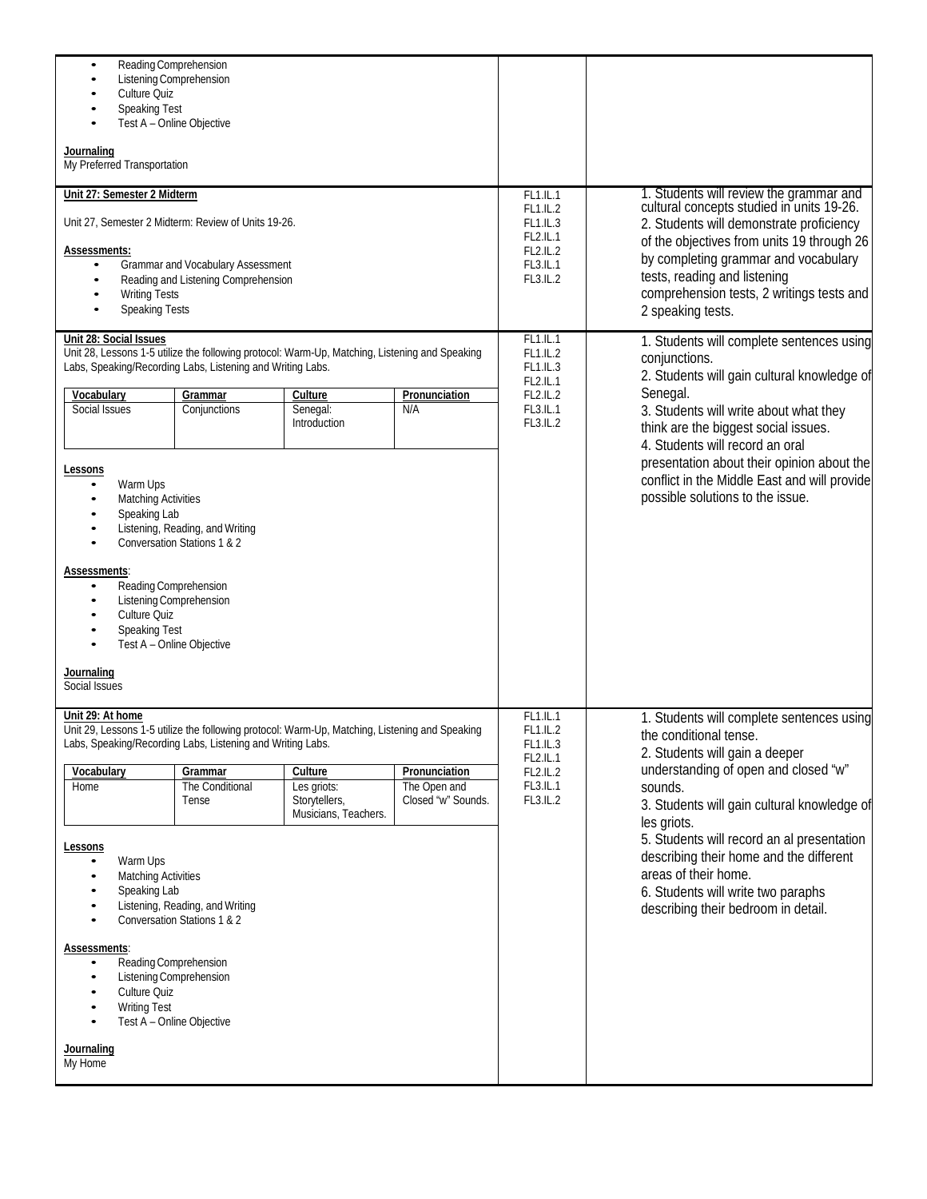- Reading Comprehension
- Listening Comprehension
- Culture Quiz
- Speaking Test
- Test A – Online Objective

**Journaling**
My Preferred Transportation

---

**Unit 27: Semester 2 Midterm**

Unit 27, Semester 2 Midterm: Review of Units 19-26.

**Assessments:**
- Grammar and Vocabulary Assessment
- Reading and Listening Comprehension
- Writing Tests
- Speaking Tests

Standards: FL1.IL.1, FL1.IL.2, FL1.IL.3, FL2.IL.1, FL2.IL.2, FL3.IL.1, FL3.IL.2

1. Students will review the grammar and cultural concepts studied in units 19-26.
2. Students will demonstrate proficiency of the objectives from units 19 through 26 by completing grammar and vocabulary tests, reading and listening comprehension tests, 2 writings tests and 2 speaking tests.

---

**Unit 28: Social Issues**
Unit 28, Lessons 1-5 utilize the following protocol: Warm-Up, Matching, Listening and Speaking Labs, Speaking/Recording Labs, Listening and Writing Labs.

| Vocabulary | Grammar | Culture | Pronunciation |
|---|---|---|---|
| Social Issues | Conjunctions | Senegal: Introduction | N/A |

**Lessons**
- Warm Ups
- Matching Activities
- Speaking Lab
- Listening, Reading, and Writing
- Conversation Stations 1 & 2

**Assessments**:
- Reading Comprehension
- Listening Comprehension
- Culture Quiz
- Speaking Test
- Test A – Online Objective

**Journaling**
Social Issues

Standards: FL1.IL.1, FL1.IL.2, FL1.IL.3, FL2.IL.1, FL2.IL.2, FL3.IL.1, FL3.IL.2

1. Students will complete sentences using conjunctions.
2. Students will gain cultural knowledge of Senegal.
3. Students will write about what they think are the biggest social issues.
4. Students will record an oral presentation about their opinion about the conflict in the Middle East and will provide possible solutions to the issue.

---

**Unit 29: At home**
Unit 29, Lessons 1-5 utilize the following protocol: Warm-Up, Matching, Listening and Speaking Labs, Speaking/Recording Labs, Listening and Writing Labs.

| Vocabulary | Grammar | Culture | Pronunciation |
|---|---|---|---|
| Home | The Conditional Tense | Les griots: Storytellers, Musicians, Teachers. | The Open and Closed "w" Sounds. |

**Lessons**
- Warm Ups
- Matching Activities
- Speaking Lab
- Listening, Reading, and Writing
- Conversation Stations 1 & 2

**Assessments**:
- Reading Comprehension
- Listening Comprehension
- Culture Quiz
- Writing Test
- Test A – Online Objective

**Journaling**
My Home

Standards: FL1.IL.1, FL1.IL.2, FL1.IL.3, FL2.IL.1, FL2.IL.2, FL3.IL.1, FL3.IL.2

1. Students will complete sentences using the conditional tense.
2. Students will gain a deeper understanding of open and closed "w" sounds.
3. Students will gain cultural knowledge of les griots.
5. Students will record an al presentation describing their home and the different areas of their home.
6. Students will write two paraphs describing their bedroom in detail.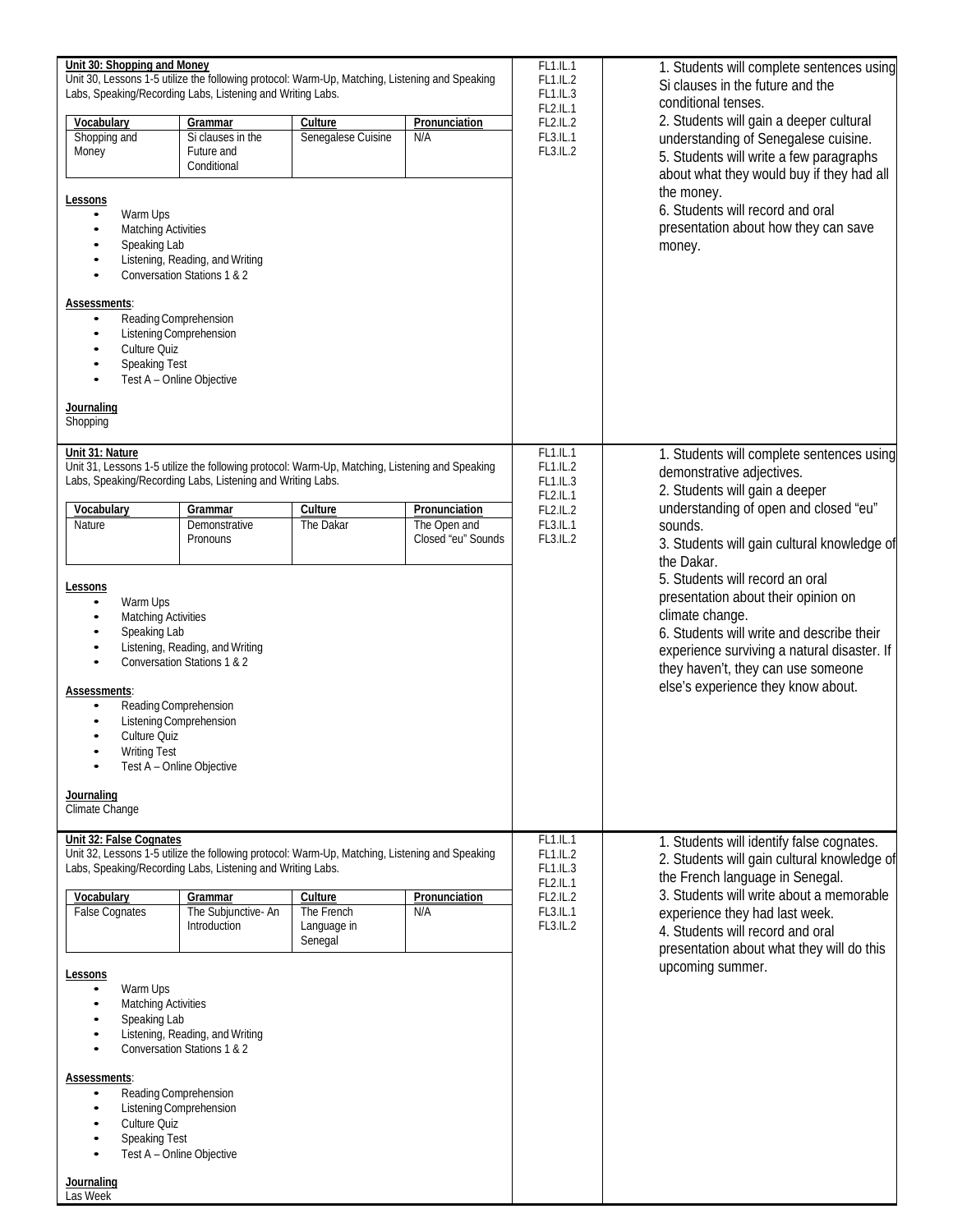| Unit | Standards | Objectives |
|---|---|---|
| **Unit 30: Shopping and Money**<br>Unit 30, Lessons 1-5 utilize the following protocol: Warm-Up, Matching, Listening and Speaking Labs, Speaking/Recording Labs, Listening and Writing Labs.<br><br>**Vocabulary:** Shopping and Money<br>**Grammar:** Si clauses in the Future and Conditional<br>**Culture:** Senegalese Cuisine<br>**Pronunciation:** N/A<br><br>**Lessons**<br>• Warm Ups<br>• Matching Activities<br>• Speaking Lab<br>• Listening, Reading, and Writing<br>• Conversation Stations 1 & 2<br><br>**Assessments**:<br>• Reading Comprehension<br>• Listening Comprehension<br>• Culture Quiz<br>• Speaking Test<br>• Test A – Online Objective<br><br>**Journaling**<br>Shopping | FL1.IL.1<br>FL1.IL.2<br>FL1.IL.3<br>FL2.IL.1<br>FL2.IL.2<br>FL3.IL.1<br>FL3.IL.2 | 1. Students will complete sentences using Si clauses in the future and the conditional tenses.<br>2. Students will gain a deeper cultural understanding of Senegalese cuisine.<br>5. Students will write a few paragraphs about what they would buy if they had all the money.<br>6. Students will record and oral presentation about how they can save money. |
| **Unit 31: Nature**<br>Unit 31, Lessons 1-5 utilize the following protocol: Warm-Up, Matching, Listening and Speaking Labs, Speaking/Recording Labs, Listening and Writing Labs.<br><br>**Vocabulary:** Nature<br>**Grammar:** Demonstrative Pronouns<br>**Culture:** The Dakar<br>**Pronunciation:** The Open and Closed "eu" Sounds<br><br>**Lessons**<br>• Warm Ups<br>• Matching Activities<br>• Speaking Lab<br>• Listening, Reading, and Writing<br>• Conversation Stations 1 & 2<br><br>**Assessments**:<br>• Reading Comprehension<br>• Listening Comprehension<br>• Culture Quiz<br>• Writing Test<br>• Test A – Online Objective<br><br>**Journaling**<br>Climate Change | FL1.IL.1<br>FL1.IL.2<br>FL1.IL.3<br>FL2.IL.1<br>FL2.IL.2<br>FL3.IL.1<br>FL3.IL.2 | 1. Students will complete sentences using demonstrative adjectives.<br>2. Students will gain a deeper understanding of open and closed "eu" sounds.<br>3. Students will gain cultural knowledge of the Dakar.<br>5. Students will record an oral presentation about their opinion on climate change.<br>6. Students will write and describe their experience surviving a natural disaster. If they haven't, they can use someone else's experience they know about. |
| **Unit 32: False Cognates**<br>Unit 32, Lessons 1-5 utilize the following protocol: Warm-Up, Matching, Listening and Speaking Labs, Speaking/Recording Labs, Listening and Writing Labs.<br><br>**Vocabulary:** False Cognates<br>**Grammar:** The Subjunctive- An Introduction<br>**Culture:** The French Language in Senegal<br>**Pronunciation:** N/A<br><br>**Lessons**<br>• Warm Ups<br>• Matching Activities<br>• Speaking Lab<br>• Listening, Reading, and Writing<br>• Conversation Stations 1 & 2<br><br>**Assessments**:<br>• Reading Comprehension<br>• Listening Comprehension<br>• Culture Quiz<br>• Speaking Test<br>• Test A – Online Objective<br><br>**Journaling**<br>Las Week | FL1.IL.1<br>FL1.IL.2<br>FL1.IL.3<br>FL2.IL.1<br>FL2.IL.2<br>FL3.IL.1<br>FL3.IL.2 | 1. Students will identify false cognates.<br>2. Students will gain cultural knowledge of the French language in Senegal.<br>3. Students will write about a memorable experience they had last week.<br>4. Students will record and oral presentation about what they will do this upcoming summer. |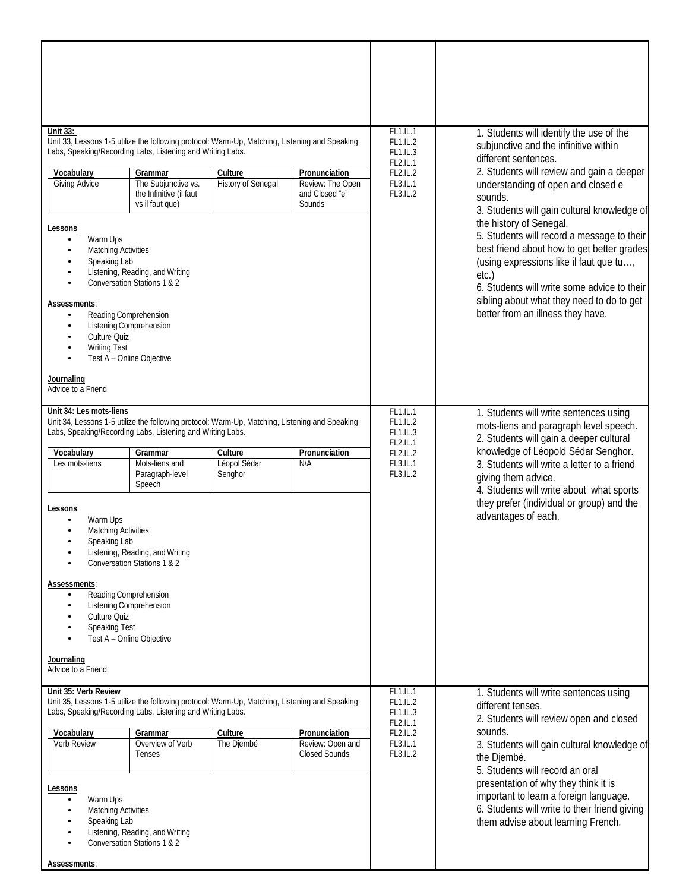| | | |
|---|---|---|
| | | |
| **Unit 33:**<br>Unit 33, Lessons 1-5 utilize the following protocol: Warm-Up, Matching, Listening and Speaking Labs, Speaking/Recording Labs, Listening and Writing Labs.<br><br>**Vocabulary:** Giving Advice<br>**Grammar:** The Subjunctive vs. the Infinitive (il faut vs il faut que)<br>**Culture:** History of Senegal<br>**Pronunciation:** Review: The Open and Closed "e" Sounds<br><br>**Lessons**<br>• Warm Ups<br>• Matching Activities<br>• Speaking Lab<br>• Listening, Reading, and Writing<br>• Conversation Stations 1 & 2<br><br>**Assessments**:<br>• Reading Comprehension<br>• Listening Comprehension<br>• Culture Quiz<br>• Writing Test<br>• Test A – Online Objective<br><br>**Journaling**<br>Advice to a Friend | FL1.IL.1<br>FL1.IL.2<br>FL1.IL.3<br>FL2.IL.1<br>FL2.IL.2<br>FL3.IL.1<br>FL3.IL.2 | 1. Students will identify the use of the subjunctive and the infinitive within different sentences.<br>2. Students will review and gain a deeper understanding of open and closed e sounds.<br>3. Students will gain cultural knowledge of the history of Senegal.<br>5. Students will record a message to their best friend about how to get better grades (using expressions like il faut que tu…, etc.)<br>6. Students will write some advice to their sibling about what they need to do to get better from an illness they have. |
| **Unit 34: Les mots-liens**<br>Unit 34, Lessons 1-5 utilize the following protocol: Warm-Up, Matching, Listening and Speaking Labs, Speaking/Recording Labs, Listening and Writing Labs.<br><br>**Vocabulary:** Les mots-liens<br>**Grammar:** Mots-liens and Paragraph-level Speech<br>**Culture:** Léopol Sédar Senghor<br>**Pronunciation:** N/A<br><br>**Lessons**<br>• Warm Ups<br>• Matching Activities<br>• Speaking Lab<br>• Listening, Reading, and Writing<br>• Conversation Stations 1 & 2<br><br>**Assessments**:<br>• Reading Comprehension<br>• Listening Comprehension<br>• Culture Quiz<br>• Speaking Test<br>• Test A – Online Objective<br><br>**Journaling**<br>Advice to a Friend | FL1.IL.1<br>FL1.IL.2<br>FL1.IL.3<br>FL2.IL.1<br>FL2.IL.2<br>FL3.IL.1<br>FL3.IL.2 | 1. Students will write sentences using mots-liens and paragraph level speech.<br>2. Students will gain a deeper cultural knowledge of Léopold Sédar Senghor.<br>3. Students will write a letter to a friend giving them advice.<br>4. Students will write about what sports they prefer (individual or group) and the advantages of each. |
| **Unit 35: Verb Review**<br>Unit 35, Lessons 1-5 utilize the following protocol: Warm-Up, Matching, Listening and Speaking Labs, Speaking/Recording Labs, Listening and Writing Labs.<br><br>**Vocabulary:** Verb Review<br>**Grammar:** Overview of Verb Tenses<br>**Culture:** The Djembé<br>**Pronunciation:** Review: Open and Closed Sounds<br><br>**Lessons**<br>• Warm Ups<br>• Matching Activities<br>• Speaking Lab<br>• Listening, Reading, and Writing<br>• Conversation Stations 1 & 2<br><br>**Assessments**: | FL1.IL.1<br>FL1.IL.2<br>FL1.IL.3<br>FL2.IL.1<br>FL2.IL.2<br>FL3.IL.1<br>FL3.IL.2 | 1. Students will write sentences using different tenses.<br>2. Students will review open and closed sounds.<br>3. Students will gain cultural knowledge of the Djembé.<br>5. Students will record an oral presentation of why they think it is important to learn a foreign language.<br>6. Students will write to their friend giving them advise about learning French. |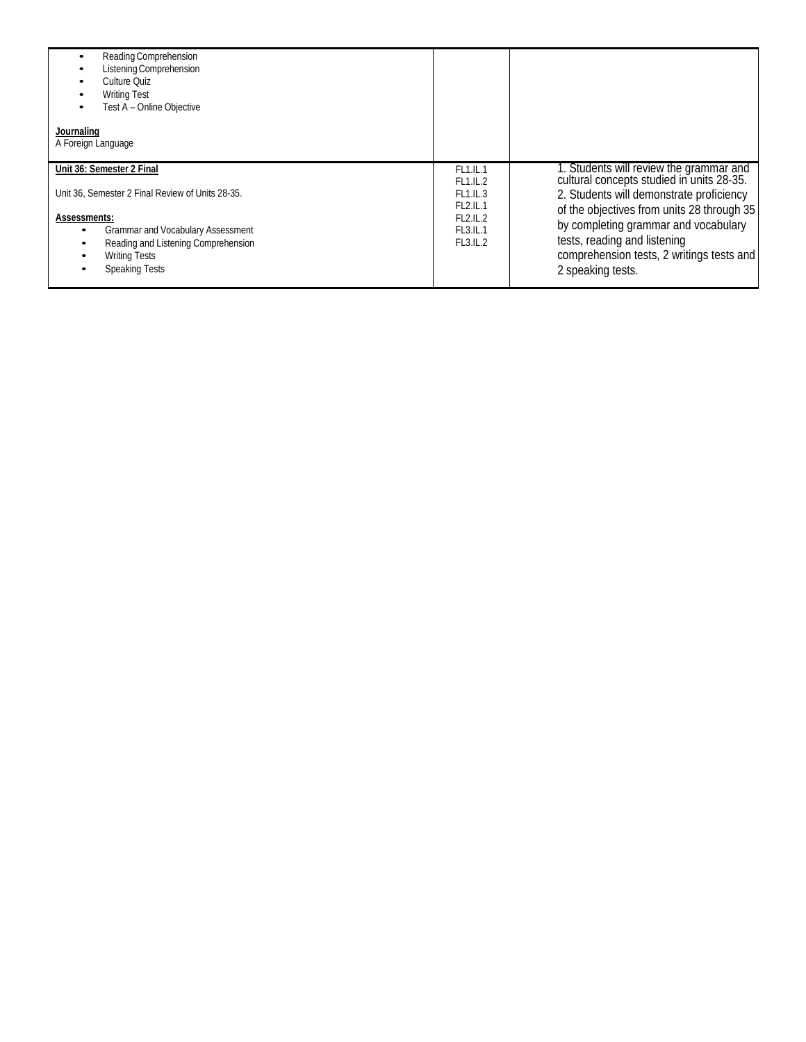| | | |
|---|---|---|
| • Reading Comprehension<br>• Listening Comprehension<br>• Culture Quiz<br>• Writing Test<br>• Test A – Online Objective<br><br>**Journaling**<br>A Foreign Language | | |
| **Unit 36: Semester 2 Final**<br><br>Unit 36, Semester 2 Final Review of Units 28-35.<br><br>**Assessments:**<br>• Grammar and Vocabulary Assessment<br>• Reading and Listening Comprehension<br>• Writing Tests<br>• Speaking Tests | FL1.IL.1<br>FL1.IL.2<br>FL1.IL.3<br>FL2.IL.1<br>FL2.IL.2<br>FL3.IL.1<br>FL3.IL.2 | 1. Students will review the grammar and cultural concepts studied in units 28-35.<br>2. Students will demonstrate proficiency of the objectives from units 28 through 35 by completing grammar and vocabulary tests, reading and listening comprehension tests, 2 writings tests and 2 speaking tests. |